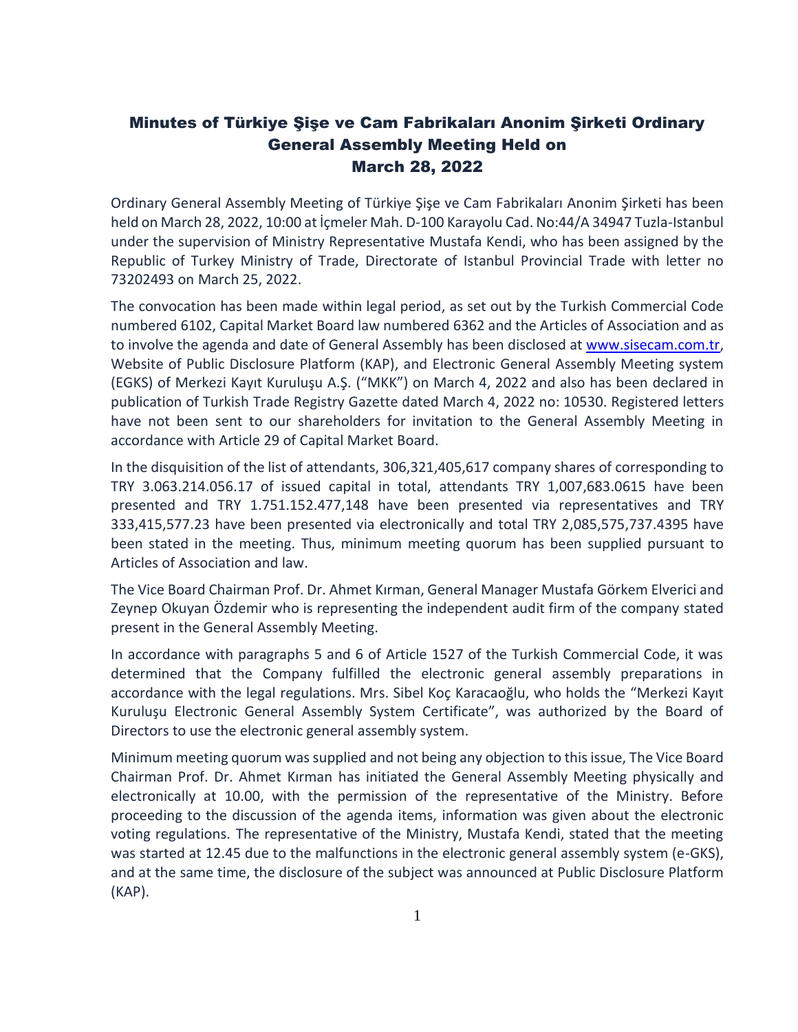# Minutes of Türkiye Şişe ve Cam Fabrikaları Anonim Şirketi Ordinary General Assembly Meeting Held on March 28, 2022

Ordinary General Assembly Meeting of Türkiye Şişe ve Cam Fabrikaları Anonim Şirketi has been held on March 28, 2022, 10:00 at İçmeler Mah. D-100 Karayolu Cad. No:44/A 34947 Tuzla-Istanbul under the supervision of Ministry Representative Mustafa Kendi, who has been assigned by the Republic of Turkey Ministry of Trade, Directorate of Istanbul Provincial Trade with letter no 73202493 on March 25, 2022.

The convocation has been made within legal period, as set out by the Turkish Commercial Code numbered 6102, Capital Market Board law numbered 6362 and the Articles of Association and as to involve the agenda and date of General Assembly has been disclosed at www.sisecam.com.tr, Website of Public Disclosure Platform (KAP), and Electronic General Assembly Meeting system (EGKS) of Merkezi Kayıt Kuruluşu A.Ş. ("MKK") on March 4, 2022 and also has been declared in publication of Turkish Trade Registry Gazette dated March 4, 2022 no: 10530. Registered letters have not been sent to our shareholders for invitation to the General Assembly Meeting in accordance with Article 29 of Capital Market Board.

In the disquisition of the list of attendants, 306,321,405,617 company shares of corresponding to TRY 3.063.214.056.17 of issued capital in total, attendants TRY 1,007,683.0615 have been presented and TRY 1.751.152.477,148 have been presented via representatives and TRY 333,415,577.23 have been presented via electronically and total TRY 2,085,575,737.4395 have been stated in the meeting. Thus, minimum meeting quorum has been supplied pursuant to Articles of Association and law.

The Vice Board Chairman Prof. Dr. Ahmet Kırman, General Manager Mustafa Görkem Elverici and Zeynep Okuyan Özdemir who is representing the independent audit firm of the company stated present in the General Assembly Meeting.

In accordance with paragraphs 5 and 6 of Article 1527 of the Turkish Commercial Code, it was determined that the Company fulfilled the electronic general assembly preparations in accordance with the legal regulations. Mrs. Sibel Koç Karacaoğlu, who holds the "Merkezi Kayıt Kuruluşu Electronic General Assembly System Certificate", was authorized by the Board of Directors to use the electronic general assembly system.

Minimum meeting quorum was supplied and not being any objection to this issue, The Vice Board Chairman Prof. Dr. Ahmet Kırman has initiated the General Assembly Meeting physically and electronically at 10.00, with the permission of the representative of the Ministry. Before proceeding to the discussion of the agenda items, information was given about the electronic voting regulations. The representative of the Ministry, Mustafa Kendi, stated that the meeting was started at 12.45 due to the malfunctions in the electronic general assembly system (e-GKS), and at the same time, the disclosure of the subject was announced at Public Disclosure Platform (KAP).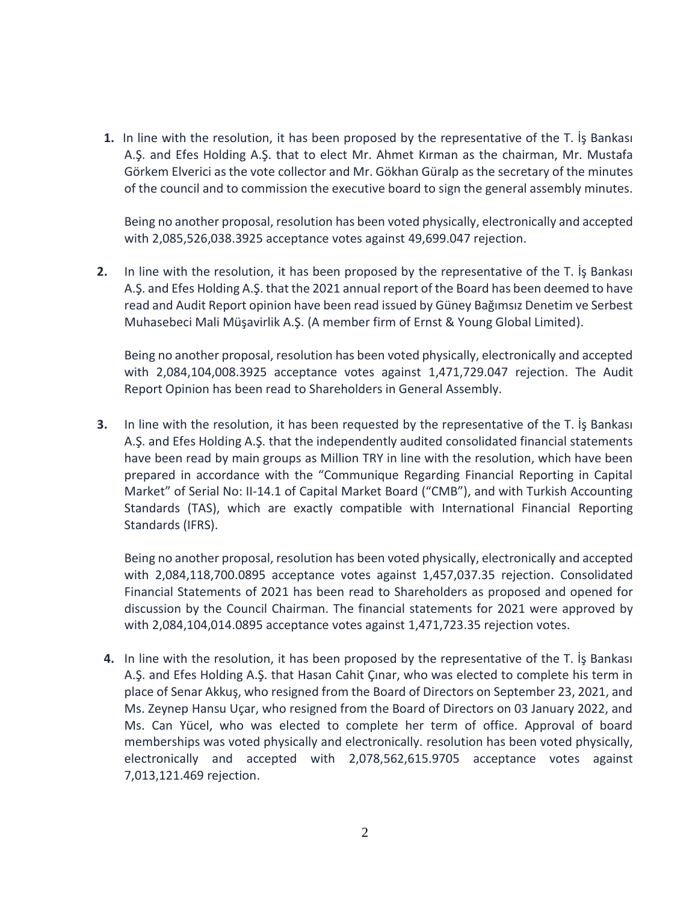1. In line with the resolution, it has been proposed by the representative of the T. İş Bankası A.Ş. and Efes Holding A.Ş. that to elect Mr. Ahmet Kırman as the chairman, Mr. Mustafa Görkem Elverici as the vote collector and Mr. Gökhan Güralp as the secretary of the minutes of the council and to commission the executive board to sign the general assembly minutes.

   Being no another proposal, resolution has been voted physically, electronically and accepted with 2,085,526,038.3925 acceptance votes against 49,699.047 rejection.

2. In line with the resolution, it has been proposed by the representative of the T. İş Bankası A.Ş. and Efes Holding A.Ş. that the 2021 annual report of the Board has been deemed to have read and Audit Report opinion have been read issued by Güney Bağımsız Denetim ve Serbest Muhasebeci Mali Müşavirlik A.Ş. (A member firm of Ernst & Young Global Limited).

   Being no another proposal, resolution has been voted physically, electronically and accepted with 2,084,104,008.3925 acceptance votes against 1,471,729.047 rejection. The Audit Report Opinion has been read to Shareholders in General Assembly.

3. In line with the resolution, it has been requested by the representative of the T. İş Bankası A.Ş. and Efes Holding A.Ş. that the independently audited consolidated financial statements have been read by main groups as Million TRY in line with the resolution, which have been prepared in accordance with the "Communique Regarding Financial Reporting in Capital Market" of Serial No: II-14.1 of Capital Market Board ("CMB"), and with Turkish Accounting Standards (TAS), which are exactly compatible with International Financial Reporting Standards (IFRS).

   Being no another proposal, resolution has been voted physically, electronically and accepted with 2,084,118,700.0895 acceptance votes against 1,457,037.35 rejection. Consolidated Financial Statements of 2021 has been read to Shareholders as proposed and opened for discussion by the Council Chairman. The financial statements for 2021 were approved by with 2,084,104,014.0895 acceptance votes against 1,471,723.35 rejection votes.

4. In line with the resolution, it has been proposed by the representative of the T. İş Bankası A.Ş. and Efes Holding A.Ş. that Hasan Cahit Çınar, who was elected to complete his term in place of Senar Akkuş, who resigned from the Board of Directors on September 23, 2021, and Ms. Zeynep Hansu Uçar, who resigned from the Board of Directors on 03 January 2022, and Ms. Can Yücel, who was elected to complete her term of office. Approval of board memberships was voted physically and electronically. resolution has been voted physically, electronically and accepted with 2,078,562,615.9705 acceptance votes against 7,013,121.469 rejection.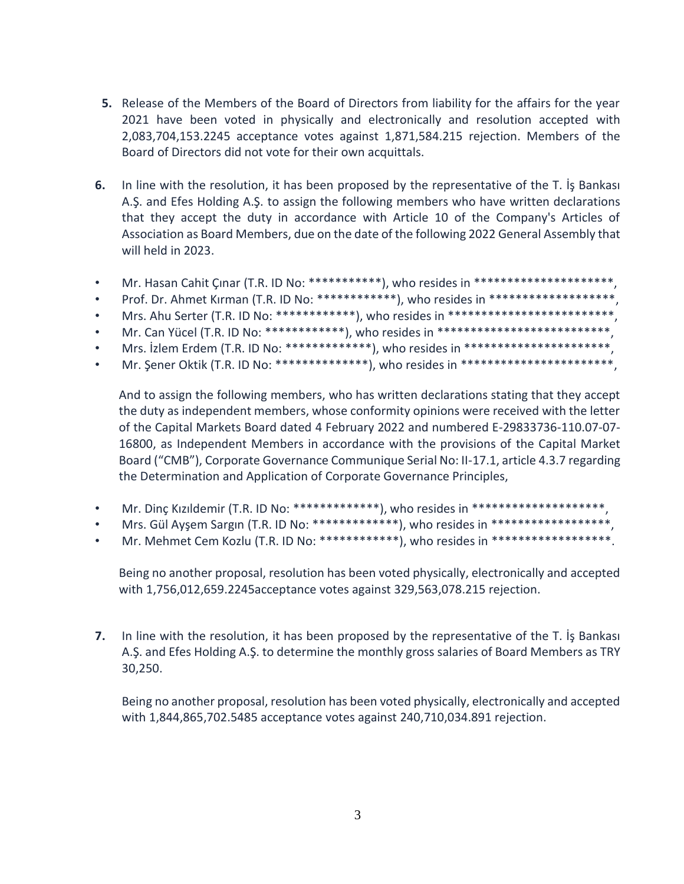5. Release of the Members of the Board of Directors from liability for the affairs for the year 2021 have been voted in physically and electronically and resolution accepted with 2,083,704,153.2245 acceptance votes against 1,871,584.215 rejection. Members of the Board of Directors did not vote for their own acquittals.

6. In line with the resolution, it has been proposed by the representative of the T. İş Bankası A.Ş. and Efes Holding A.Ş. to assign the following members who have written declarations that they accept the duty in accordance with Article 10 of the Company's Articles of Association as Board Members, due on the date of the following 2022 General Assembly that will held in 2023.

- Mr. Hasan Cahit Çınar (T.R. ID No: ***********), who resides in *********************,
- Prof. Dr. Ahmet Kırman (T.R. ID No: ************), who resides in *******************,
- Mrs. Ahu Serter (T.R. ID No: ************), who resides in *************************,
- Mr. Can Yücel (T.R. ID No: ************), who resides in **************************,
- Mrs. İzlem Erdem (T.R. ID No: *************), who resides in **********************,
- Mr. Şener Oktik (T.R. ID No: **************), who resides in ***********************,

And to assign the following members, who has written declarations stating that they accept the duty as independent members, whose conformity opinions were received with the letter of the Capital Markets Board dated 4 February 2022 and numbered E-29833736-110.07-07-16800, as Independent Members in accordance with the provisions of the Capital Market Board ("CMB"), Corporate Governance Communique Serial No: II-17.1, article 4.3.7 regarding the Determination and Application of Corporate Governance Principles,

- Mr. Dinç Kızıldemir (T.R. ID No: *************), who resides in ********************,
- Mrs. Gül Ayşem Sargın (T.R. ID No: *************), who resides in ******************,
- Mr. Mehmet Cem Kozlu (T.R. ID No: ************), who resides in ******************.

Being no another proposal, resolution has been voted physically, electronically and accepted with 1,756,012,659.2245acceptance votes against 329,563,078.215 rejection.

7. In line with the resolution, it has been proposed by the representative of the T. İş Bankası A.Ş. and Efes Holding A.Ş. to determine the monthly gross salaries of Board Members as TRY 30,250.

Being no another proposal, resolution has been voted physically, electronically and accepted with 1,844,865,702.5485 acceptance votes against 240,710,034.891 rejection.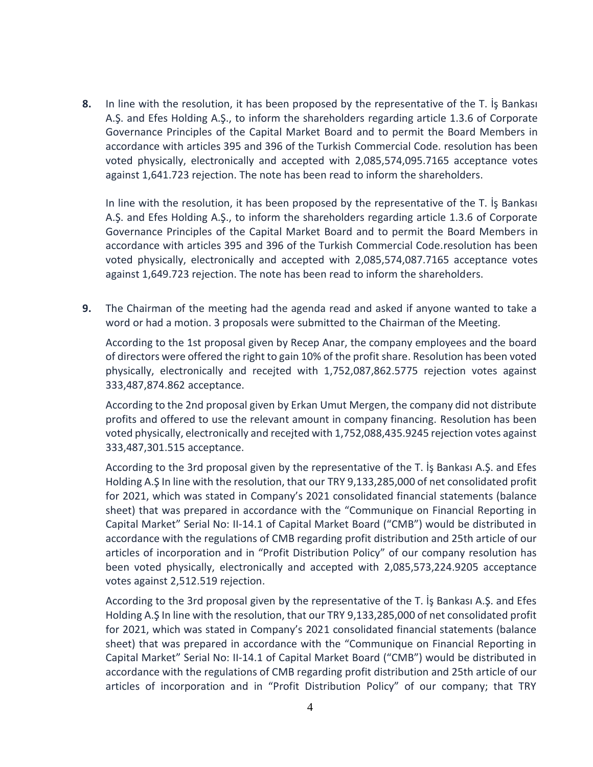**8.** In line with the resolution, it has been proposed by the representative of the T. İş Bankası A.Ş. and Efes Holding A.Ş., to inform the shareholders regarding article 1.3.6 of Corporate Governance Principles of the Capital Market Board and to permit the Board Members in accordance with articles 395 and 396 of the Turkish Commercial Code. resolution has been voted physically, electronically and accepted with 2,085,574,095.7165 acceptance votes against 1,641.723 rejection. The note has been read to inform the shareholders.

In line with the resolution, it has been proposed by the representative of the T. İş Bankası A.Ş. and Efes Holding A.Ş., to inform the shareholders regarding article 1.3.6 of Corporate Governance Principles of the Capital Market Board and to permit the Board Members in accordance with articles 395 and 396 of the Turkish Commercial Code.resolution has been voted physically, electronically and accepted with 2,085,574,087.7165 acceptance votes against 1,649.723 rejection. The note has been read to inform the shareholders.

**9.** The Chairman of the meeting had the agenda read and asked if anyone wanted to take a word or had a motion. 3 proposals were submitted to the Chairman of the Meeting.

According to the 1st proposal given by Recep Anar, the company employees and the board of directors were offered the right to gain 10% of the profit share. Resolution has been voted physically, electronically and recejted with 1,752,087,862.5775 rejection votes against 333,487,874.862 acceptance.

According to the 2nd proposal given by Erkan Umut Mergen, the company did not distribute profits and offered to use the relevant amount in company financing. Resolution has been voted physically, electronically and recejted with 1,752,088,435.9245 rejection votes against 333,487,301.515 acceptance.

According to the 3rd proposal given by the representative of the T. İş Bankası A.Ş. and Efes Holding A.Ş In line with the resolution, that our TRY 9,133,285,000 of net consolidated profit for 2021, which was stated in Company's 2021 consolidated financial statements (balance sheet) that was prepared in accordance with the "Communique on Financial Reporting in Capital Market" Serial No: II-14.1 of Capital Market Board ("CMB") would be distributed in accordance with the regulations of CMB regarding profit distribution and 25th article of our articles of incorporation and in "Profit Distribution Policy" of our company resolution has been voted physically, electronically and accepted with 2,085,573,224.9205 acceptance votes against 2,512.519 rejection.

According to the 3rd proposal given by the representative of the T. İş Bankası A.Ş. and Efes Holding A.Ş In line with the resolution, that our TRY 9,133,285,000 of net consolidated profit for 2021, which was stated in Company's 2021 consolidated financial statements (balance sheet) that was prepared in accordance with the "Communique on Financial Reporting in Capital Market" Serial No: II-14.1 of Capital Market Board ("CMB") would be distributed in accordance with the regulations of CMB regarding profit distribution and 25th article of our articles of incorporation and in "Profit Distribution Policy" of our company; that TRY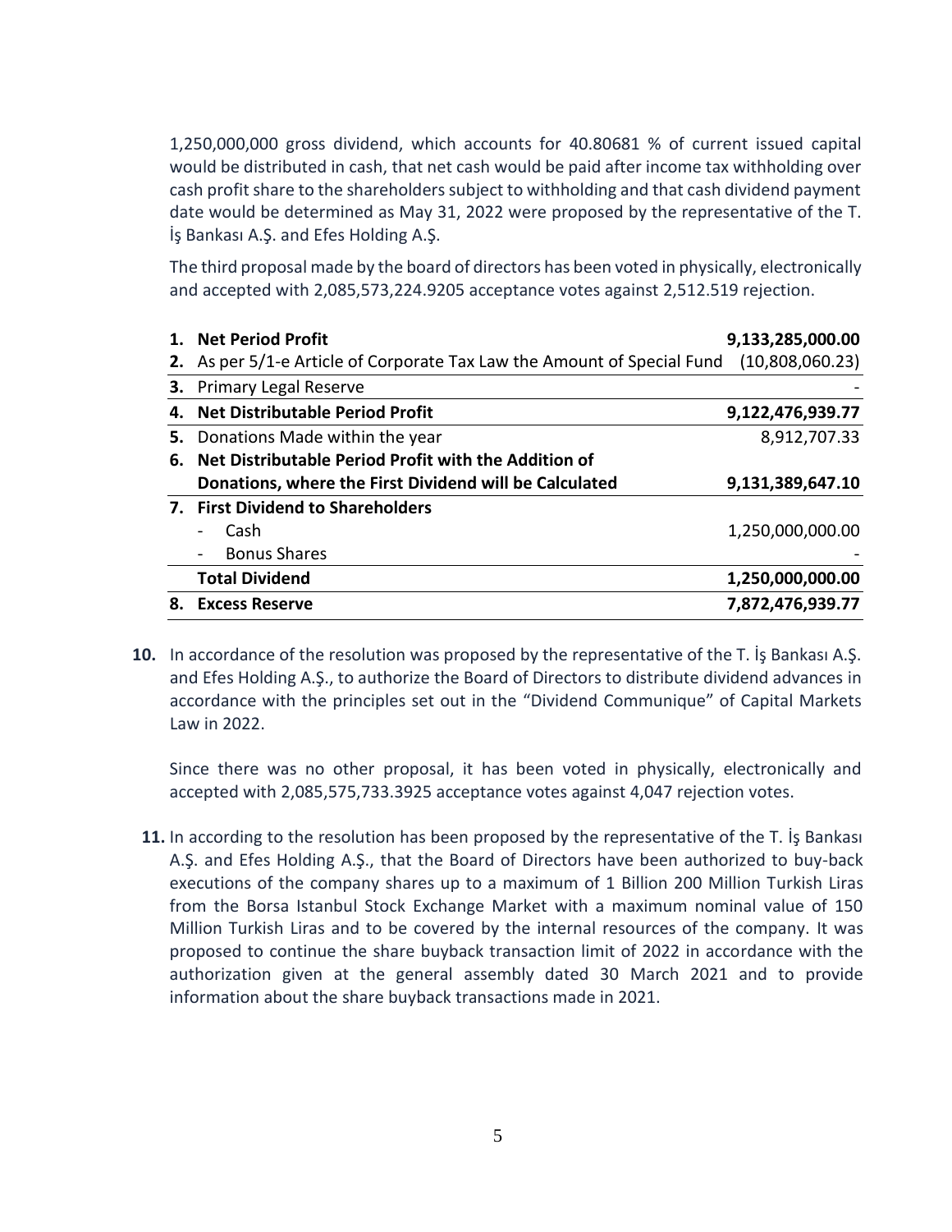1,250,000,000 gross dividend, which accounts for 40.80681 % of current issued capital would be distributed in cash, that net cash would be paid after income tax withholding over cash profit share to the shareholders subject to withholding and that cash dividend payment date would be determined as May 31, 2022 were proposed by the representative of the T. İş Bankası A.Ş. and Efes Holding A.Ş.

The third proposal made by the board of directors has been voted in physically, electronically and accepted with 2,085,573,224.9205 acceptance votes against 2,512.519 rejection.

| | | |
|---|---|---|
| **1.** | **Net Period Profit** | **9,133,285,000.00** |
| **2.** | As per 5/1-e Article of Corporate Tax Law the Amount of Special Fund | (10,808,060.23) |
| **3.** | Primary Legal Reserve | - |
| **4.** | **Net Distributable Period Profit** | **9,122,476,939.77** |
| **5.** | Donations Made within the year | 8,912,707.33 |
| **6.** | **Net Distributable Period Profit with the Addition of Donations, where the First Dividend will be Calculated** | **9,131,389,647.10** |
| **7.** | **First Dividend to Shareholders** | |
| | - Cash | 1,250,000,000.00 |
| | - Bonus Shares | - |
| | **Total Dividend** | **1,250,000,000.00** |
| **8.** | **Excess Reserve** | **7,872,476,939.77** |

**10.** In accordance of the resolution was proposed by the representative of the T. İş Bankası A.Ş. and Efes Holding A.Ş., to authorize the Board of Directors to distribute dividend advances in accordance with the principles set out in the "Dividend Communique" of Capital Markets Law in 2022.

Since there was no other proposal, it has been voted in physically, electronically and accepted with 2,085,575,733.3925 acceptance votes against 4,047 rejection votes.

**11.** In according to the resolution has been proposed by the representative of the T. İş Bankası A.Ş. and Efes Holding A.Ş., that the Board of Directors have been authorized to buy-back executions of the company shares up to a maximum of 1 Billion 200 Million Turkish Liras from the Borsa Istanbul Stock Exchange Market with a maximum nominal value of 150 Million Turkish Liras and to be covered by the internal resources of the company. It was proposed to continue the share buyback transaction limit of 2022 in accordance with the authorization given at the general assembly dated 30 March 2021 and to provide information about the share buyback transactions made in 2021.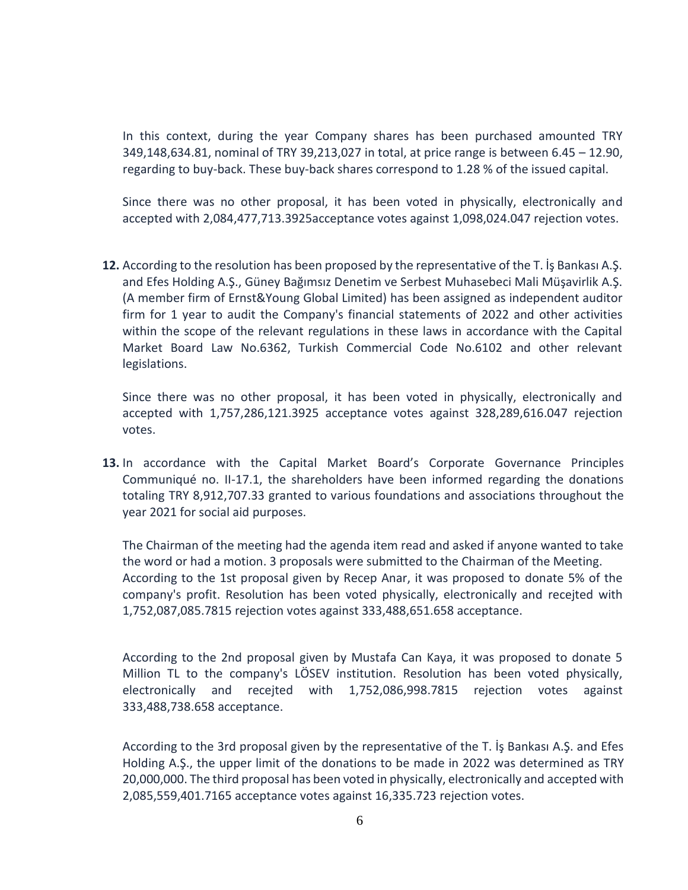In this context, during the year Company shares has been purchased amounted TRY 349,148,634.81, nominal of TRY 39,213,027 in total, at price range is between 6.45 – 12.90, regarding to buy-back. These buy-back shares correspond to 1.28 % of the issued capital.

Since there was no other proposal, it has been voted in physically, electronically and accepted with 2,084,477,713.3925acceptance votes against 1,098,024.047 rejection votes.

**12.** According to the resolution has been proposed by the representative of the T. İş Bankası A.Ş. and Efes Holding A.Ş., Güney Bağımsız Denetim ve Serbest Muhasebeci Mali Müşavirlik A.Ş. (A member firm of Ernst&Young Global Limited) has been assigned as independent auditor firm for 1 year to audit the Company's financial statements of 2022 and other activities within the scope of the relevant regulations in these laws in accordance with the Capital Market Board Law No.6362, Turkish Commercial Code No.6102 and other relevant legislations.

Since there was no other proposal, it has been voted in physically, electronically and accepted with 1,757,286,121.3925 acceptance votes against 328,289,616.047 rejection votes.

**13.** In accordance with the Capital Market Board's Corporate Governance Principles Communiqué no. II-17.1, the shareholders have been informed regarding the donations totaling TRY 8,912,707.33 granted to various foundations and associations throughout the year 2021 for social aid purposes.

The Chairman of the meeting had the agenda item read and asked if anyone wanted to take the word or had a motion. 3 proposals were submitted to the Chairman of the Meeting. According to the 1st proposal given by Recep Anar, it was proposed to donate 5% of the company's profit. Resolution has been voted physically, electronically and recejted with 1,752,087,085.7815 rejection votes against 333,488,651.658 acceptance.

According to the 2nd proposal given by Mustafa Can Kaya, it was proposed to donate 5 Million TL to the company's LÖSEV institution. Resolution has been voted physically, electronically and recejted with 1,752,086,998.7815 rejection votes against 333,488,738.658 acceptance.

According to the 3rd proposal given by the representative of the T. İş Bankası A.Ş. and Efes Holding A.Ş., the upper limit of the donations to be made in 2022 was determined as TRY 20,000,000. The third proposal has been voted in physically, electronically and accepted with 2,085,559,401.7165 acceptance votes against 16,335.723 rejection votes.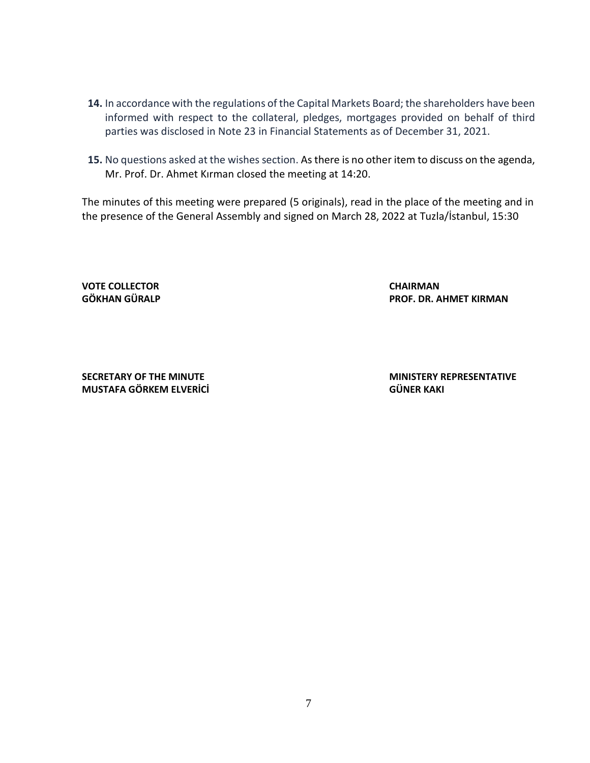**14.** In accordance with the regulations of the Capital Markets Board; the shareholders have been informed with respect to the collateral, pledges, mortgages provided on behalf of third parties was disclosed in Note 23 in Financial Statements as of December 31, 2021.

**15.** No questions asked at the wishes section. As there is no other item to discuss on the agenda, Mr. Prof. Dr. Ahmet Kırman closed the meeting at 14:20.

The minutes of this meeting were prepared (5 originals), read in the place of the meeting and in the presence of the General Assembly and signed on March 28, 2022 at Tuzla/İstanbul, 15:30

**VOTE COLLECTOR**
**GÖKHAN GÜRALP**

**CHAIRMAN**
**PROF. DR. AHMET KIRMAN**

**SECRETARY OF THE MINUTE**
**MUSTAFA GÖRKEM ELVERİCİ**

**MINISTERY REPRESENTATIVE**
**GÜNER KAKI**